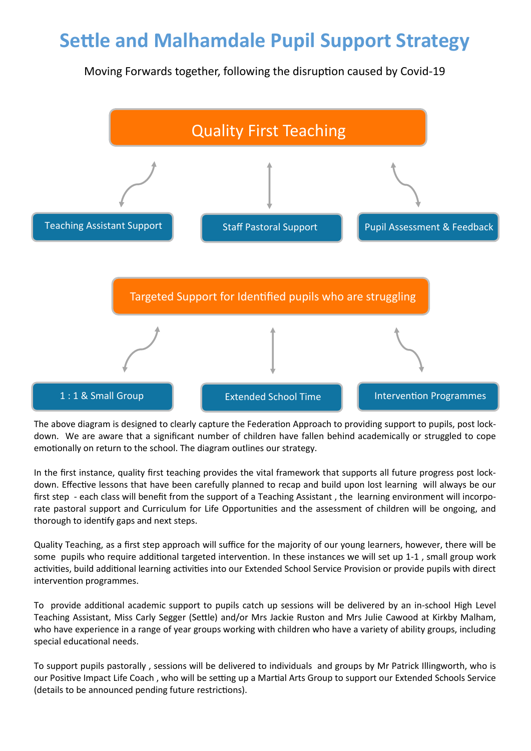# Settle and Malhamdale Pupil Support Strategy

Moving Forwards together, following the disruption caused by Covid-19

**Quality First Teaching**

- Teaching Assistant Support
- Staff Pastoral Support
- Pupil Assessment & Feedback

**Targeted Support for Identified pupils who are struggling**

- 1 : 1 & Small Group
- Extended School Time
- Intervention Programmes

The above diagram is designed to clearly capture the Federation Approach to providing support to pupils, post lock-down. We are aware that a significant number of children have fallen behind academically or struggled to cope emotionally on return to the school. The diagram outlines our strategy.

In the first instance, quality first teaching provides the vital framework that supports all future progress post lock-down. Effective lessons that have been carefully planned to recap and build upon lost learning will always be our first step - each class will benefit from the support of a Teaching Assistant , the learning environment will incorporate pastoral support and Curriculum for Life Opportunities and the assessment of children will be ongoing, and thorough to identify gaps and next steps.

Quality Teaching, as a first step approach will suffice for the majority of our young learners, however, there will be some pupils who require additional targeted intervention. In these instances we will set up 1-1 , small group work activities, build additional learning activities into our Extended School Service Provision or provide pupils with direct intervention programmes.

To provide additional academic support to pupils catch up sessions will be delivered by an in-school High Level Teaching Assistant, Miss Carly Segger (Settle) and/or Mrs Jackie Ruston and Mrs Julie Cawood at Kirkby Malham, who have experience in a range of year groups working with children who have a variety of ability groups, including special educational needs.

To support pupils pastorally , sessions will be delivered to individuals and groups by Mr Patrick Illingworth, who is our Positive Impact Life Coach , who will be setting up a Martial Arts Group to support our Extended Schools Service (details to be announced pending future restrictions).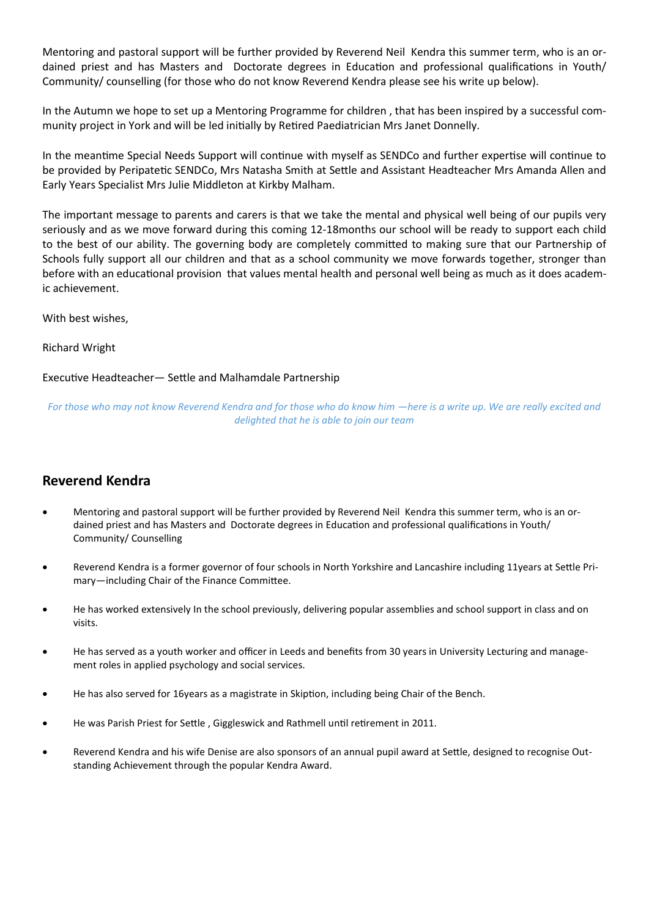Mentoring and pastoral support will be further provided by Reverend Neil Kendra this summer term, who is an ordained priest and has Masters and Doctorate degrees in Education and professional qualifications in Youth/ Community/ counselling (for those who do not know Reverend Kendra please see his write up below).

In the Autumn we hope to set up a Mentoring Programme for children , that has been inspired by a successful community project in York and will be led initially by Retired Paediatrician Mrs Janet Donnelly.

In the meantime Special Needs Support will continue with myself as SENDCo and further expertise will continue to be provided by Peripatetic SENDCo, Mrs Natasha Smith at Settle and Assistant Headteacher Mrs Amanda Allen and Early Years Specialist Mrs Julie Middleton at Kirkby Malham.

The important message to parents and carers is that we take the mental and physical well being of our pupils very seriously and as we move forward during this coming 12-18months our school will be ready to support each child to the best of our ability. The governing body are completely committed to making sure that our Partnership of Schools fully support all our children and that as a school community we move forwards together, stronger than before with an educational provision that values mental health and personal well being as much as it does academic achievement.

With best wishes,

Richard Wright

Executive Headteacher— Settle and Malhamdale Partnership

*For those who may not know Reverend Kendra and for those who do know him —here is a write up. We are really excited and delighted that he is able to join our team*

## Reverend Kendra

- Mentoring and pastoral support will be further provided by Reverend Neil Kendra this summer term, who is an ordained priest and has Masters and Doctorate degrees in Education and professional qualifications in Youth/ Community/ Counselling
- Reverend Kendra is a former governor of four schools in North Yorkshire and Lancashire including 11years at Settle Primary—including Chair of the Finance Committee.
- He has worked extensively In the school previously, delivering popular assemblies and school support in class and on visits.
- He has served as a youth worker and officer in Leeds and benefits from 30 years in University Lecturing and management roles in applied psychology and social services.
- He has also served for 16years as a magistrate in Skiption, including being Chair of the Bench.
- He was Parish Priest for Settle , Giggleswick and Rathmell until retirement in 2011.
- Reverend Kendra and his wife Denise are also sponsors of an annual pupil award at Settle, designed to recognise Outstanding Achievement through the popular Kendra Award.